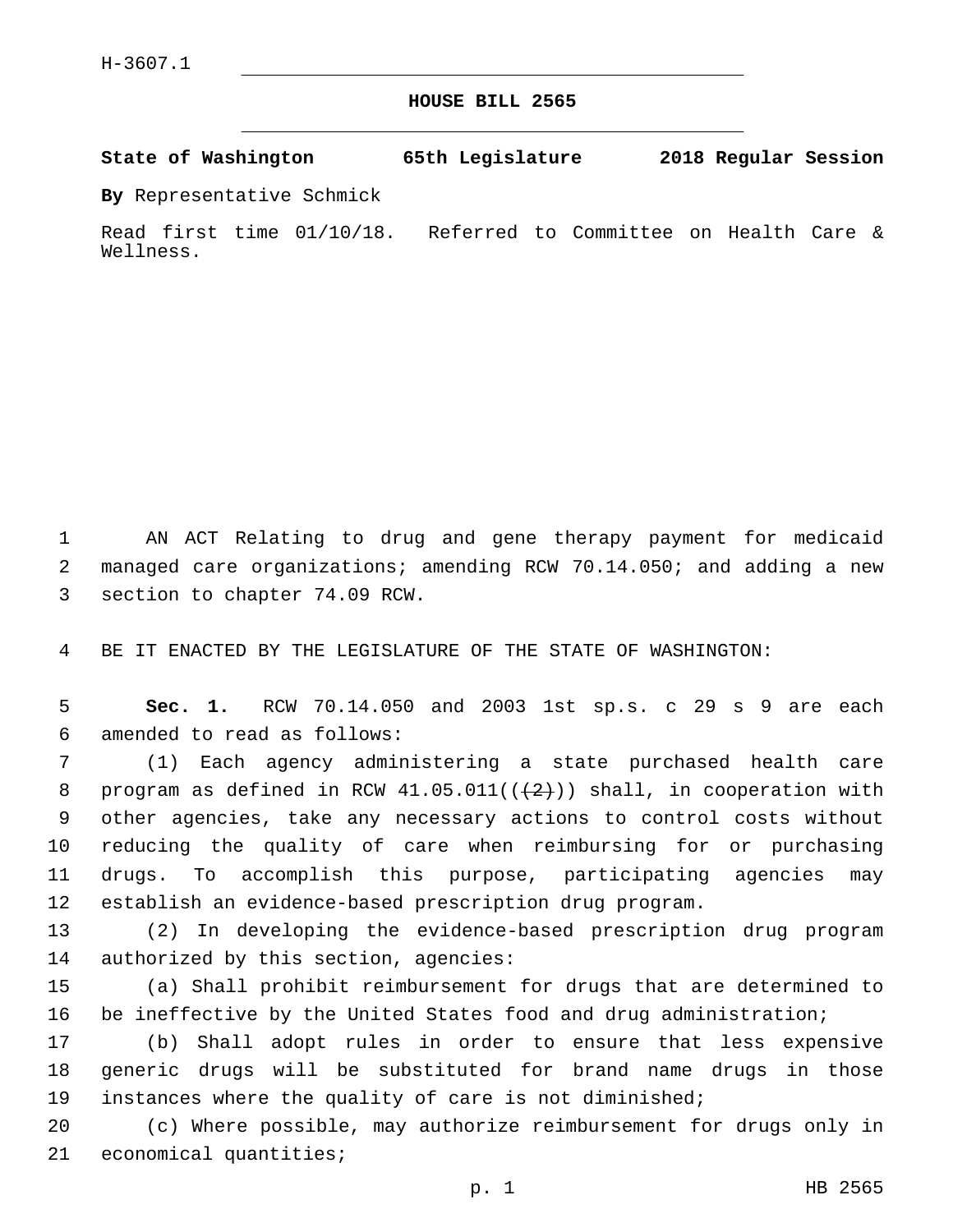H-3607.1

# HOUSE BILL 2565

**State of Washington 65th Legislature 2018 Regular Session**

**By** Representative Schmick

Read first time 01/10/18. Referred to Committee on Health Care & Wellness.

AN ACT Relating to drug and gene therapy payment for medicaid managed care organizations; amending RCW 70.14.050; and adding a new section to chapter 74.09 RCW.

BE IT ENACTED BY THE LEGISLATURE OF THE STATE OF WASHINGTON:

**Sec. 1.** RCW 70.14.050 and 2003 1st sp.s. c 29 s 9 are each amended to read as follows:

(1) Each agency administering a state purchased health care program as defined in RCW 41.05.011((~~(2)~~)) shall, in cooperation with other agencies, take any necessary actions to control costs without reducing the quality of care when reimbursing for or purchasing drugs. To accomplish this purpose, participating agencies may establish an evidence-based prescription drug program.

(2) In developing the evidence-based prescription drug program authorized by this section, agencies:

(a) Shall prohibit reimbursement for drugs that are determined to be ineffective by the United States food and drug administration;

(b) Shall adopt rules in order to ensure that less expensive generic drugs will be substituted for brand name drugs in those instances where the quality of care is not diminished;

(c) Where possible, may authorize reimbursement for drugs only in economical quantities;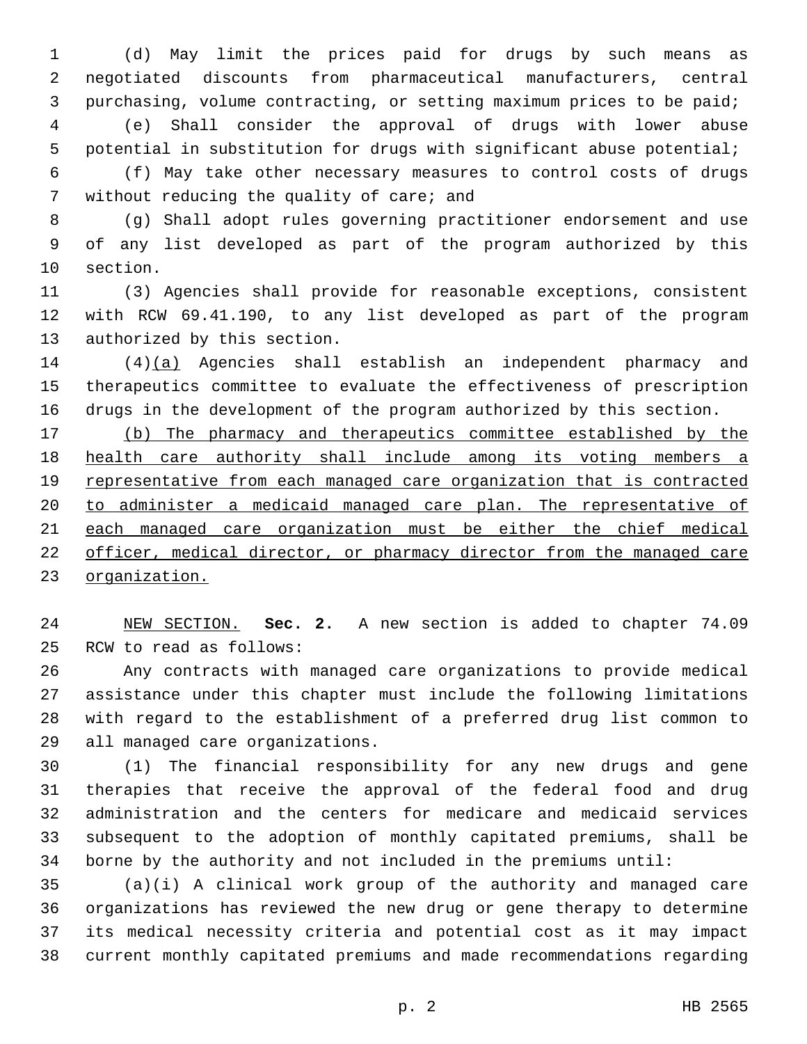(d) May limit the prices paid for drugs by such means as negotiated discounts from pharmaceutical manufacturers, central purchasing, volume contracting, or setting maximum prices to be paid;

(e) Shall consider the approval of drugs with lower abuse potential in substitution for drugs with significant abuse potential;

(f) May take other necessary measures to control costs of drugs without reducing the quality of care; and

(g) Shall adopt rules governing practitioner endorsement and use of any list developed as part of the program authorized by this section.

(3) Agencies shall provide for reasonable exceptions, consistent with RCW 69.41.190, to any list developed as part of the program authorized by this section.

(4)<u>(a)</u> Agencies shall establish an independent pharmacy and therapeutics committee to evaluate the effectiveness of prescription drugs in the development of the program authorized by this section.

<u>(b) The pharmacy and therapeutics committee established by the health care authority shall include among its voting members a representative from each managed care organization that is contracted to administer a medicaid managed care plan. The representative of each managed care organization must be either the chief medical officer, medical director, or pharmacy director from the managed care organization.</u>

<u>NEW SECTION.</u> **Sec. 2.** A new section is added to chapter 74.09 RCW to read as follows:

Any contracts with managed care organizations to provide medical assistance under this chapter must include the following limitations with regard to the establishment of a preferred drug list common to all managed care organizations.

(1) The financial responsibility for any new drugs and gene therapies that receive the approval of the federal food and drug administration and the centers for medicare and medicaid services subsequent to the adoption of monthly capitated premiums, shall be borne by the authority and not included in the premiums until:

(a)(i) A clinical work group of the authority and managed care organizations has reviewed the new drug or gene therapy to determine its medical necessity criteria and potential cost as it may impact current monthly capitated premiums and made recommendations regarding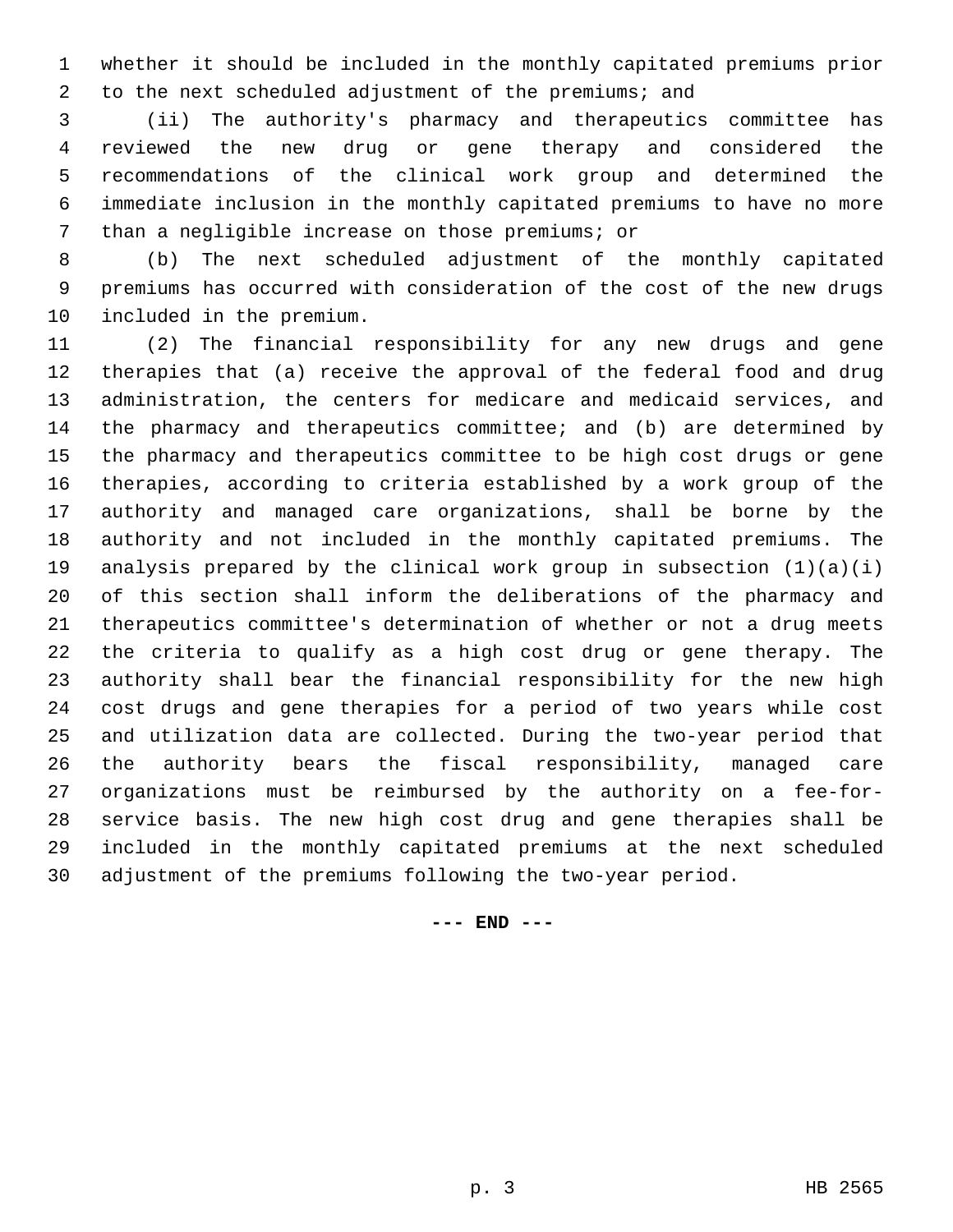whether it should be included in the monthly capitated premiums prior to the next scheduled adjustment of the premiums; and

(ii) The authority's pharmacy and therapeutics committee has reviewed the new drug or gene therapy and considered the recommendations of the clinical work group and determined the immediate inclusion in the monthly capitated premiums to have no more than a negligible increase on those premiums; or

(b) The next scheduled adjustment of the monthly capitated premiums has occurred with consideration of the cost of the new drugs included in the premium.

(2) The financial responsibility for any new drugs and gene therapies that (a) receive the approval of the federal food and drug administration, the centers for medicare and medicaid services, and the pharmacy and therapeutics committee; and (b) are determined by the pharmacy and therapeutics committee to be high cost drugs or gene therapies, according to criteria established by a work group of the authority and managed care organizations, shall be borne by the authority and not included in the monthly capitated premiums. The analysis prepared by the clinical work group in subsection (1)(a)(i) of this section shall inform the deliberations of the pharmacy and therapeutics committee's determination of whether or not a drug meets the criteria to qualify as a high cost drug or gene therapy. The authority shall bear the financial responsibility for the new high cost drugs and gene therapies for a period of two years while cost and utilization data are collected. During the two-year period that the authority bears the fiscal responsibility, managed care organizations must be reimbursed by the authority on a fee-for-service basis. The new high cost drug and gene therapies shall be included in the monthly capitated premiums at the next scheduled adjustment of the premiums following the two-year period.

**--- END ---**